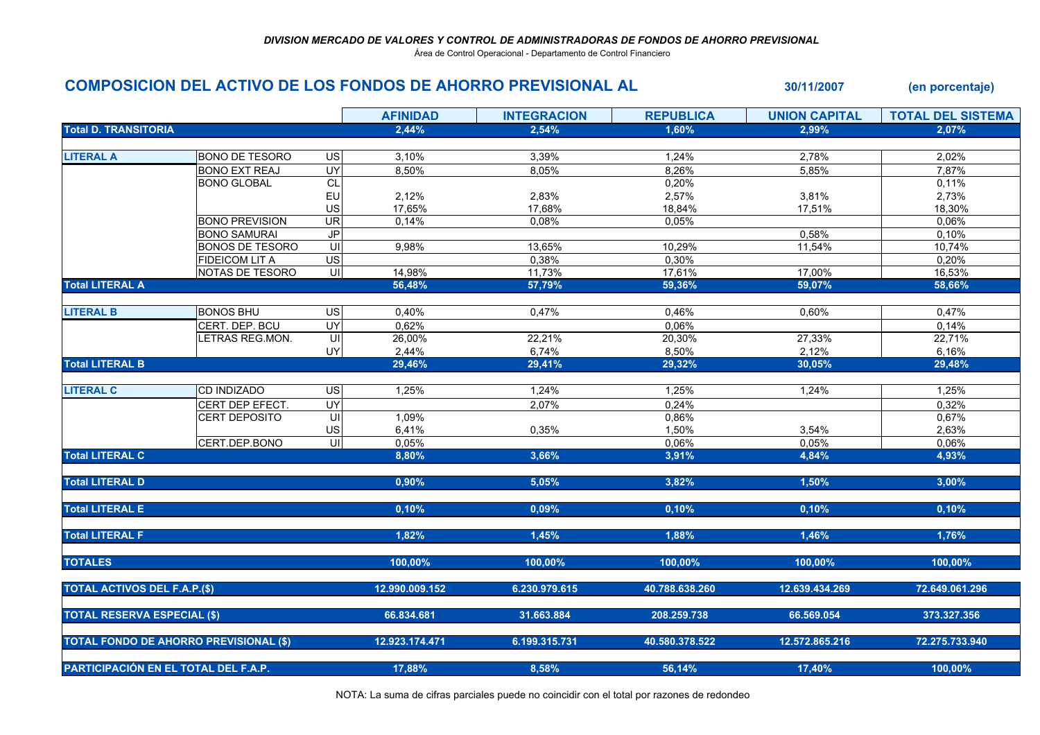*DIVISION MERCADO DE VALORES Y CONTROL DE ADMINISTRADORAS DE FONDOS DE AHORRO PREVISIONAL*

Área de Control Operacional - Departamento de Control Financiero

## COMPOSICION DEL ACTIVO DE LOS FONDOS DE AHORRO PREVISIONAL AL 30/11/2007 (en porcentaje)

| | | | AFINIDAD | INTEGRACION | REPUBLICA | UNION CAPITAL | TOTAL DEL SISTEMA |
|---|---|---|---|---|---|---|---|
| **Total D. TRANSITORIA** | | | **2,44%** | **2,54%** | **1,60%** | **2,99%** | **2,07%** |
| | | | | | | | |
| **LITERAL A** | BONO DE TESORO | US | 3,10% | 3,39% | 1,24% | 2,78% | 2,02% |
| | BONO EXT REAJ | UY | 8,50% | 8,05% | 8,26% | 5,85% | 7,87% |
| | BONO GLOBAL | CL | | | 0,20% | | 0,11% |
| | | EU | 2,12% | 2,83% | 2,57% | 3,81% | 2,73% |
| | | US | 17,65% | 17,68% | 18,84% | 17,51% | 18,30% |
| | BONO PREVISION | UR | 0,14% | 0,08% | 0,05% | | 0,06% |
| | BONO SAMURAI | JP | | | | 0,58% | 0,10% |
| | BONOS DE TESORO | UI | 9,98% | 13,65% | 10,29% | 11,54% | 10,74% |
| | FIDEICOM LIT A | US | | 0,38% | 0,30% | | 0,20% |
| | NOTAS DE TESORO | UI | 14,98% | 11,73% | 17,61% | 17,00% | 16,53% |
| **Total LITERAL A** | | | **56,48%** | **57,79%** | **59,36%** | **59,07%** | **58,66%** |
| | | | | | | | |
| **LITERAL B** | BONOS BHU | US | 0,40% | 0,47% | 0,46% | 0,60% | 0,47% |
| | CERT. DEP. BCU | UY | 0,62% | | 0,06% | | 0,14% |
| | LETRAS REG.MON. | UI | 26,00% | 22,21% | 20,30% | 27,33% | 22,71% |
| | | UY | 2,44% | 6,74% | 8,50% | 2,12% | 6,16% |
| **Total LITERAL B** | | | **29,46%** | **29,41%** | **29,32%** | **30,05%** | **29,48%** |
| | | | | | | | |
| **LITERAL C** | CD INDIZADO | US | 1,25% | 1,24% | 1,25% | 1,24% | 1,25% |
| | CERT DEP EFECT. | UY | | 2,07% | 0,24% | | 0,32% |
| | CERT DEPOSITO | UI | 1,09% | | 0,86% | | 0,67% |
| | | US | 6,41% | 0,35% | 1,50% | 3,54% | 2,63% |
| | CERT.DEP.BONO | UI | 0,05% | | 0,06% | 0,05% | 0,06% |
| **Total LITERAL C** | | | **8,80%** | **3,66%** | **3,91%** | **4,84%** | **4,93%** |
| | | | | | | | |
| **Total LITERAL D** | | | **0,90%** | **5,05%** | **3,82%** | **1,50%** | **3,00%** |
| | | | | | | | |
| **Total LITERAL E** | | | **0,10%** | **0,09%** | **0,10%** | **0,10%** | **0,10%** |
| | | | | | | | |
| **Total LITERAL F** | | | **1,82%** | **1,45%** | **1,88%** | **1,46%** | **1,76%** |
| | | | | | | | |
| **TOTALES** | | | **100,00%** | **100,00%** | **100,00%** | **100,00%** | **100,00%** |
| | | | | | | | |
| **TOTAL ACTIVOS DEL F.A.P.($)** | | | **12.990.009.152** | **6.230.979.615** | **40.788.638.260** | **12.639.434.269** | **72.649.061.296** |
| | | | | | | | |
| **TOTAL RESERVA ESPECIAL ($)** | | | **66.834.681** | **31.663.884** | **208.259.738** | **66.569.054** | **373.327.356** |
| | | | | | | | |
| **TOTAL FONDO DE AHORRO PREVISIONAL ($)** | | | **12.923.174.471** | **6.199.315.731** | **40.580.378.522** | **12.572.865.216** | **72.275.733.940** |
| | | | | | | | |
| **PARTICIPACIÓN EN EL TOTAL DEL F.A.P.** | | | **17,88%** | **8,58%** | **56,14%** | **17,40%** | **100,00%** |

NOTA: La suma de cifras parciales puede no coincidir con el total por razones de redondeo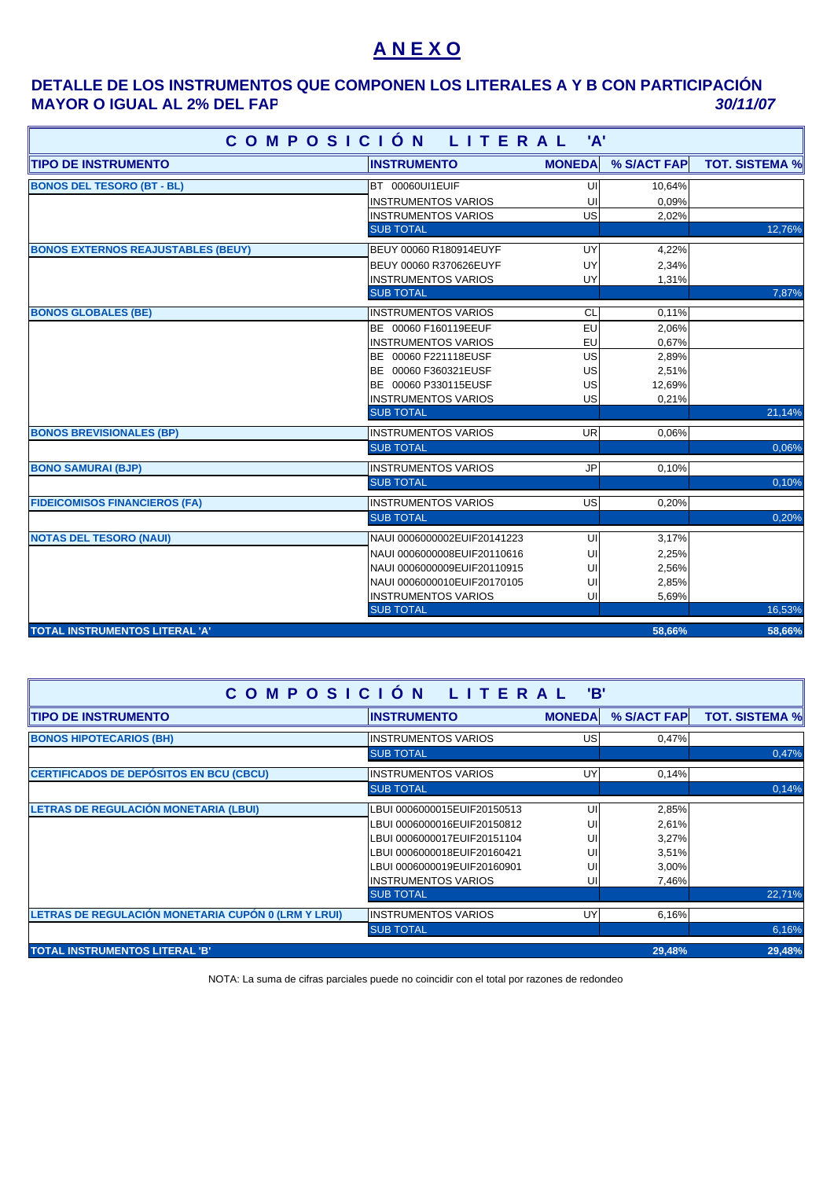# A N E X O

## DETALLE DE LOS INSTRUMENTOS QUE COMPONEN LOS LITERALES A Y B CON PARTICIPACIÓN MAYOR O IGUAL AL 2% DEL FAP

***30/11/07***

### C O M P O S I C I Ó N   L I T E R A L   'A'

| TIPO DE INSTRUMENTO | INSTRUMENTO | MONEDA | % S/ACT FAP | TOT. SISTEMA % |
|---|---|---|---|---|
| BONOS DEL TESORO (BT - BL) | BT 00060UI1EUIF | UI | 10,64% | |
| | INSTRUMENTOS VARIOS | UI | 0,09% | |
| | INSTRUMENTOS VARIOS | US | 2,02% | |
| | SUB TOTAL | | | 12,76% |
| BONOS EXTERNOS REAJUSTABLES (BEUY) | BEUY 00060 R180914EUYF | UY | 4,22% | |
| | BEUY 00060 R370626EUYF | UY | 2,34% | |
| | INSTRUMENTOS VARIOS | UY | 1,31% | |
| | SUB TOTAL | | | 7,87% |
| BONOS GLOBALES (BE) | INSTRUMENTOS VARIOS | CL | 0,11% | |
| | BE 00060 F160119EEUF | EU | 2,06% | |
| | INSTRUMENTOS VARIOS | EU | 0,67% | |
| | BE 00060 F221118EUSF | US | 2,89% | |
| | BE 00060 F360321EUSF | US | 2,51% | |
| | BE 00060 P330115EUSF | US | 12,69% | |
| | INSTRUMENTOS VARIOS | US | 0,21% | |
| | SUB TOTAL | | | 21,14% |
| BONOS BREVISIONALES (BP) | INSTRUMENTOS VARIOS | UR | 0,06% | |
| | SUB TOTAL | | | 0,06% |
| BONO SAMURAI (BJP) | INSTRUMENTOS VARIOS | JP | 0,10% | |
| | SUB TOTAL | | | 0,10% |
| FIDEICOMISOS FINANCIEROS (FA) | INSTRUMENTOS VARIOS | US | 0,20% | |
| | SUB TOTAL | | | 0,20% |
| NOTAS DEL TESORO (NAUI) | NAUI 0006000002EUIF20141223 | UI | 3,17% | |
| | NAUI 0006000008EUIF20110616 | UI | 2,25% | |
| | NAUI 0006000009EUIF20110915 | UI | 2,56% | |
| | NAUI 0006000010EUIF20170105 | UI | 2,85% | |
| | INSTRUMENTOS VARIOS | UI | 5,69% | |
| | SUB TOTAL | | | 16,53% |
| **TOTAL INSTRUMENTOS LITERAL 'A'** | | | **58,66%** | **58,66%** |

### C O M P O S I C I Ó N   L I T E R A L   'B'

| TIPO DE INSTRUMENTO | INSTRUMENTO | MONEDA | % S/ACT FAP | TOT. SISTEMA % |
|---|---|---|---|---|
| BONOS HIPOTECARIOS (BH) | INSTRUMENTOS VARIOS | US | 0,47% | |
| | SUB TOTAL | | | 0,47% |
| CERTIFICADOS DE DEPÓSITOS EN BCU (CBCU) | INSTRUMENTOS VARIOS | UY | 0,14% | |
| | SUB TOTAL | | | 0,14% |
| LETRAS DE REGULACIÓN MONETARIA (LBUI) | LBUI 0006000015EUIF20150513 | UI | 2,85% | |
| | LBUI 0006000016EUIF20150812 | UI | 2,61% | |
| | LBUI 0006000017EUIF20151104 | UI | 3,27% | |
| | LBUI 0006000018EUIF20160421 | UI | 3,51% | |
| | LBUI 0006000019EUIF20160901 | UI | 3,00% | |
| | INSTRUMENTOS VARIOS | UI | 7,46% | |
| | SUB TOTAL | | | 22,71% |
| LETRAS DE REGULACIÓN MONETARIA CUPÓN 0 (LRM Y LRUI) | INSTRUMENTOS VARIOS | UY | 6,16% | |
| | SUB TOTAL | | | 6,16% |
| **TOTAL INSTRUMENTOS LITERAL 'B'** | | | **29,48%** | **29,48%** |

NOTA: La suma de cifras parciales puede no coincidir con el total por razones de redondeo